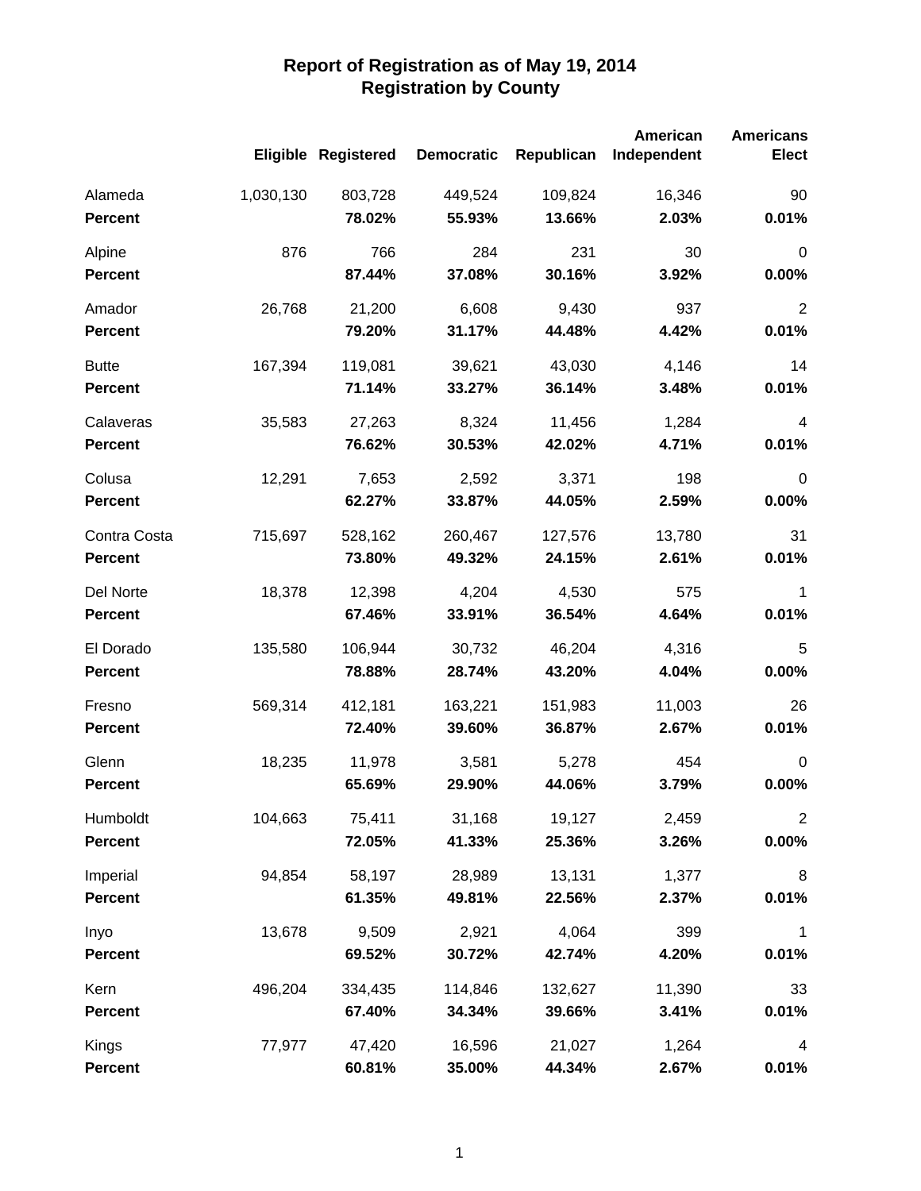# Report of Registration as of May 19, 2014
## Registration by County

| | Eligible | Registered | Democratic | Republican | American Independent | Americans Elect |
|---|---|---|---|---|---|---|
| Alameda | 1,030,130 | 803,728 | 449,524 | 109,824 | 16,346 | 90 |
| **Percent** | | **78.02%** | **55.93%** | **13.66%** | **2.03%** | **0.01%** |
| Alpine | 876 | 766 | 284 | 231 | 30 | 0 |
| **Percent** | | **87.44%** | **37.08%** | **30.16%** | **3.92%** | **0.00%** |
| Amador | 26,768 | 21,200 | 6,608 | 9,430 | 937 | 2 |
| **Percent** | | **79.20%** | **31.17%** | **44.48%** | **4.42%** | **0.01%** |
| Butte | 167,394 | 119,081 | 39,621 | 43,030 | 4,146 | 14 |
| **Percent** | | **71.14%** | **33.27%** | **36.14%** | **3.48%** | **0.01%** |
| Calaveras | 35,583 | 27,263 | 8,324 | 11,456 | 1,284 | 4 |
| **Percent** | | **76.62%** | **30.53%** | **42.02%** | **4.71%** | **0.01%** |
| Colusa | 12,291 | 7,653 | 2,592 | 3,371 | 198 | 0 |
| **Percent** | | **62.27%** | **33.87%** | **44.05%** | **2.59%** | **0.00%** |
| Contra Costa | 715,697 | 528,162 | 260,467 | 127,576 | 13,780 | 31 |
| **Percent** | | **73.80%** | **49.32%** | **24.15%** | **2.61%** | **0.01%** |
| Del Norte | 18,378 | 12,398 | 4,204 | 4,530 | 575 | 1 |
| **Percent** | | **67.46%** | **33.91%** | **36.54%** | **4.64%** | **0.01%** |
| El Dorado | 135,580 | 106,944 | 30,732 | 46,204 | 4,316 | 5 |
| **Percent** | | **78.88%** | **28.74%** | **43.20%** | **4.04%** | **0.00%** |
| Fresno | 569,314 | 412,181 | 163,221 | 151,983 | 11,003 | 26 |
| **Percent** | | **72.40%** | **39.60%** | **36.87%** | **2.67%** | **0.01%** |
| Glenn | 18,235 | 11,978 | 3,581 | 5,278 | 454 | 0 |
| **Percent** | | **65.69%** | **29.90%** | **44.06%** | **3.79%** | **0.00%** |
| Humboldt | 104,663 | 75,411 | 31,168 | 19,127 | 2,459 | 2 |
| **Percent** | | **72.05%** | **41.33%** | **25.36%** | **3.26%** | **0.00%** |
| Imperial | 94,854 | 58,197 | 28,989 | 13,131 | 1,377 | 8 |
| **Percent** | | **61.35%** | **49.81%** | **22.56%** | **2.37%** | **0.01%** |
| Inyo | 13,678 | 9,509 | 2,921 | 4,064 | 399 | 1 |
| **Percent** | | **69.52%** | **30.72%** | **42.74%** | **4.20%** | **0.01%** |
| Kern | 496,204 | 334,435 | 114,846 | 132,627 | 11,390 | 33 |
| **Percent** | | **67.40%** | **34.34%** | **39.66%** | **3.41%** | **0.01%** |
| Kings | 77,977 | 47,420 | 16,596 | 21,027 | 1,264 | 4 |
| **Percent** | | **60.81%** | **35.00%** | **44.34%** | **2.67%** | **0.01%** |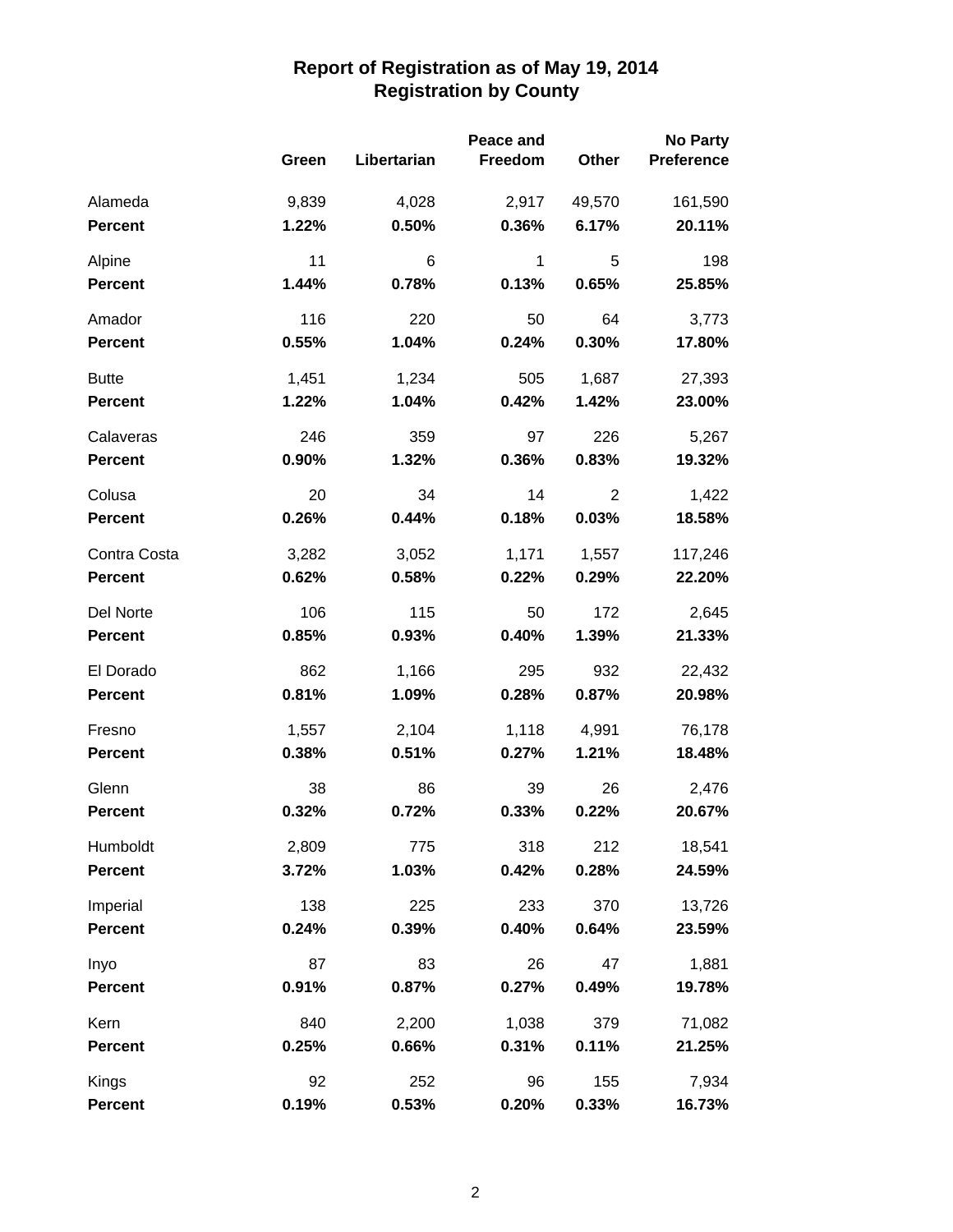# Report of Registration as of May 19, 2014
## Registration by County

| | Green | Libertarian | Peace and Freedom | Other | No Party Preference |
|---|---|---|---|---|---|
| Alameda | 9,839 | 4,028 | 2,917 | 49,570 | 161,590 |
| **Percent** | **1.22%** | **0.50%** | **0.36%** | **6.17%** | **20.11%** |
| Alpine | 11 | 6 | 1 | 5 | 198 |
| **Percent** | **1.44%** | **0.78%** | **0.13%** | **0.65%** | **25.85%** |
| Amador | 116 | 220 | 50 | 64 | 3,773 |
| **Percent** | **0.55%** | **1.04%** | **0.24%** | **0.30%** | **17.80%** |
| Butte | 1,451 | 1,234 | 505 | 1,687 | 27,393 |
| **Percent** | **1.22%** | **1.04%** | **0.42%** | **1.42%** | **23.00%** |
| Calaveras | 246 | 359 | 97 | 226 | 5,267 |
| **Percent** | **0.90%** | **1.32%** | **0.36%** | **0.83%** | **19.32%** |
| Colusa | 20 | 34 | 14 | 2 | 1,422 |
| **Percent** | **0.26%** | **0.44%** | **0.18%** | **0.03%** | **18.58%** |
| Contra Costa | 3,282 | 3,052 | 1,171 | 1,557 | 117,246 |
| **Percent** | **0.62%** | **0.58%** | **0.22%** | **0.29%** | **22.20%** |
| Del Norte | 106 | 115 | 50 | 172 | 2,645 |
| **Percent** | **0.85%** | **0.93%** | **0.40%** | **1.39%** | **21.33%** |
| El Dorado | 862 | 1,166 | 295 | 932 | 22,432 |
| **Percent** | **0.81%** | **1.09%** | **0.28%** | **0.87%** | **20.98%** |
| Fresno | 1,557 | 2,104 | 1,118 | 4,991 | 76,178 |
| **Percent** | **0.38%** | **0.51%** | **0.27%** | **1.21%** | **18.48%** |
| Glenn | 38 | 86 | 39 | 26 | 2,476 |
| **Percent** | **0.32%** | **0.72%** | **0.33%** | **0.22%** | **20.67%** |
| Humboldt | 2,809 | 775 | 318 | 212 | 18,541 |
| **Percent** | **3.72%** | **1.03%** | **0.42%** | **0.28%** | **24.59%** |
| Imperial | 138 | 225 | 233 | 370 | 13,726 |
| **Percent** | **0.24%** | **0.39%** | **0.40%** | **0.64%** | **23.59%** |
| Inyo | 87 | 83 | 26 | 47 | 1,881 |
| **Percent** | **0.91%** | **0.87%** | **0.27%** | **0.49%** | **19.78%** |
| Kern | 840 | 2,200 | 1,038 | 379 | 71,082 |
| **Percent** | **0.25%** | **0.66%** | **0.31%** | **0.11%** | **21.25%** |
| Kings | 92 | 252 | 96 | 155 | 7,934 |
| **Percent** | **0.19%** | **0.53%** | **0.20%** | **0.33%** | **16.73%** |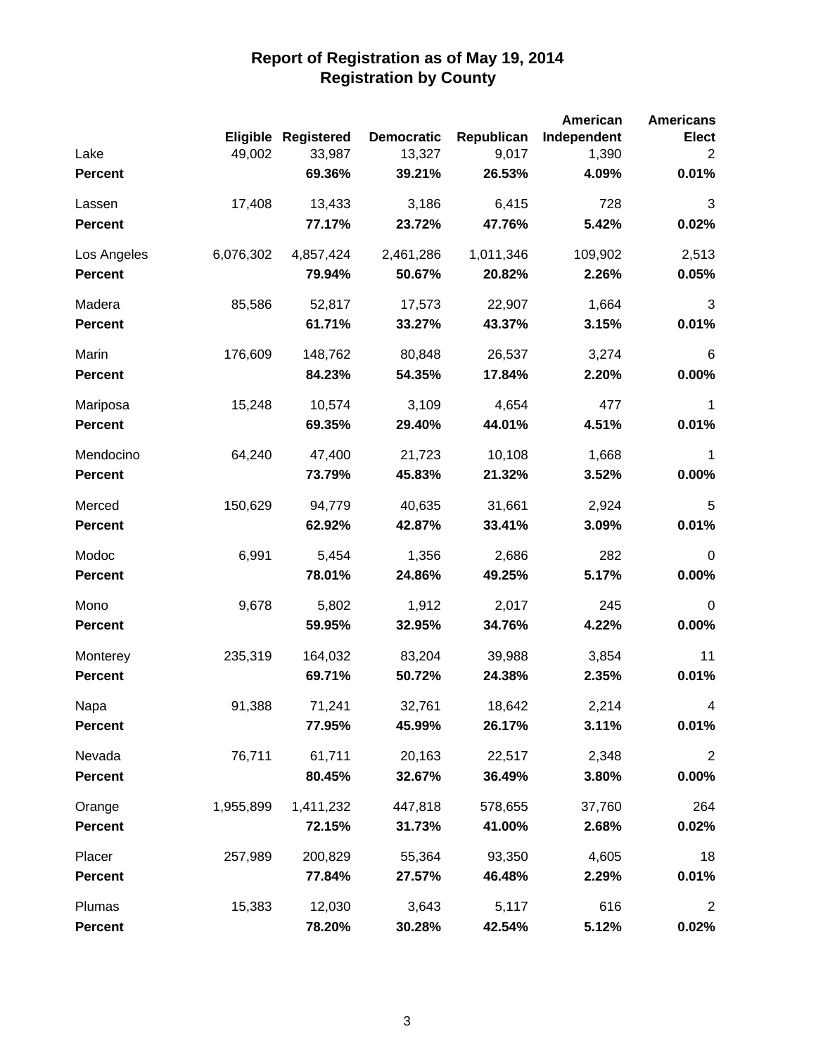# Report of Registration as of May 19, 2014
## Registration by County

| | Eligible | Registered | Democratic | Republican | American Independent | Americans Elect |
|---|---|---|---|---|---|---|
| Lake | 49,002 | 33,987 | 13,327 | 9,017 | 1,390 | 2 |
| **Percent** | | **69.36%** | **39.21%** | **26.53%** | **4.09%** | **0.01%** |
| Lassen | 17,408 | 13,433 | 3,186 | 6,415 | 728 | 3 |
| **Percent** | | **77.17%** | **23.72%** | **47.76%** | **5.42%** | **0.02%** |
| Los Angeles | 6,076,302 | 4,857,424 | 2,461,286 | 1,011,346 | 109,902 | 2,513 |
| **Percent** | | **79.94%** | **50.67%** | **20.82%** | **2.26%** | **0.05%** |
| Madera | 85,586 | 52,817 | 17,573 | 22,907 | 1,664 | 3 |
| **Percent** | | **61.71%** | **33.27%** | **43.37%** | **3.15%** | **0.01%** |
| Marin | 176,609 | 148,762 | 80,848 | 26,537 | 3,274 | 6 |
| **Percent** | | **84.23%** | **54.35%** | **17.84%** | **2.20%** | **0.00%** |
| Mariposa | 15,248 | 10,574 | 3,109 | 4,654 | 477 | 1 |
| **Percent** | | **69.35%** | **29.40%** | **44.01%** | **4.51%** | **0.01%** |
| Mendocino | 64,240 | 47,400 | 21,723 | 10,108 | 1,668 | 1 |
| **Percent** | | **73.79%** | **45.83%** | **21.32%** | **3.52%** | **0.00%** |
| Merced | 150,629 | 94,779 | 40,635 | 31,661 | 2,924 | 5 |
| **Percent** | | **62.92%** | **42.87%** | **33.41%** | **3.09%** | **0.01%** |
| Modoc | 6,991 | 5,454 | 1,356 | 2,686 | 282 | 0 |
| **Percent** | | **78.01%** | **24.86%** | **49.25%** | **5.17%** | **0.00%** |
| Mono | 9,678 | 5,802 | 1,912 | 2,017 | 245 | 0 |
| **Percent** | | **59.95%** | **32.95%** | **34.76%** | **4.22%** | **0.00%** |
| Monterey | 235,319 | 164,032 | 83,204 | 39,988 | 3,854 | 11 |
| **Percent** | | **69.71%** | **50.72%** | **24.38%** | **2.35%** | **0.01%** |
| Napa | 91,388 | 71,241 | 32,761 | 18,642 | 2,214 | 4 |
| **Percent** | | **77.95%** | **45.99%** | **26.17%** | **3.11%** | **0.01%** |
| Nevada | 76,711 | 61,711 | 20,163 | 22,517 | 2,348 | 2 |
| **Percent** | | **80.45%** | **32.67%** | **36.49%** | **3.80%** | **0.00%** |
| Orange | 1,955,899 | 1,411,232 | 447,818 | 578,655 | 37,760 | 264 |
| **Percent** | | **72.15%** | **31.73%** | **41.00%** | **2.68%** | **0.02%** |
| Placer | 257,989 | 200,829 | 55,364 | 93,350 | 4,605 | 18 |
| **Percent** | | **77.84%** | **27.57%** | **46.48%** | **2.29%** | **0.01%** |
| Plumas | 15,383 | 12,030 | 3,643 | 5,117 | 616 | 2 |
| **Percent** | | **78.20%** | **30.28%** | **42.54%** | **5.12%** | **0.02%** |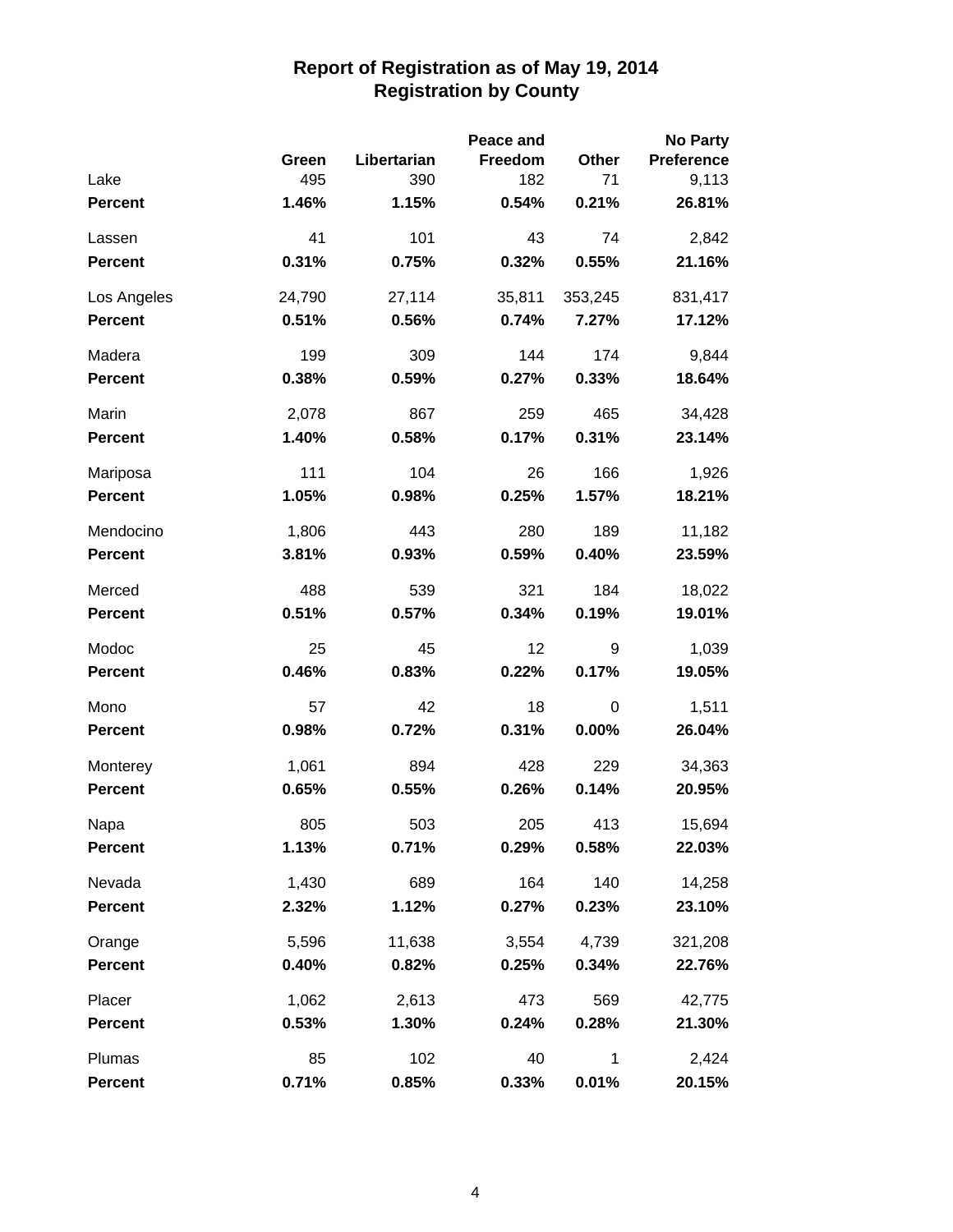# Report of Registration as of May 19, 2014
## Registration by County

| | Green | Libertarian | Peace and Freedom | Other | No Party Preference |
|---|---|---|---|---|---|
| Lake | 495 | 390 | 182 | 71 | 9,113 |
| **Percent** | **1.46%** | **1.15%** | **0.54%** | **0.21%** | **26.81%** |
| Lassen | 41 | 101 | 43 | 74 | 2,842 |
| **Percent** | **0.31%** | **0.75%** | **0.32%** | **0.55%** | **21.16%** |
| Los Angeles | 24,790 | 27,114 | 35,811 | 353,245 | 831,417 |
| **Percent** | **0.51%** | **0.56%** | **0.74%** | **7.27%** | **17.12%** |
| Madera | 199 | 309 | 144 | 174 | 9,844 |
| **Percent** | **0.38%** | **0.59%** | **0.27%** | **0.33%** | **18.64%** |
| Marin | 2,078 | 867 | 259 | 465 | 34,428 |
| **Percent** | **1.40%** | **0.58%** | **0.17%** | **0.31%** | **23.14%** |
| Mariposa | 111 | 104 | 26 | 166 | 1,926 |
| **Percent** | **1.05%** | **0.98%** | **0.25%** | **1.57%** | **18.21%** |
| Mendocino | 1,806 | 443 | 280 | 189 | 11,182 |
| **Percent** | **3.81%** | **0.93%** | **0.59%** | **0.40%** | **23.59%** |
| Merced | 488 | 539 | 321 | 184 | 18,022 |
| **Percent** | **0.51%** | **0.57%** | **0.34%** | **0.19%** | **19.01%** |
| Modoc | 25 | 45 | 12 | 9 | 1,039 |
| **Percent** | **0.46%** | **0.83%** | **0.22%** | **0.17%** | **19.05%** |
| Mono | 57 | 42 | 18 | 0 | 1,511 |
| **Percent** | **0.98%** | **0.72%** | **0.31%** | **0.00%** | **26.04%** |
| Monterey | 1,061 | 894 | 428 | 229 | 34,363 |
| **Percent** | **0.65%** | **0.55%** | **0.26%** | **0.14%** | **20.95%** |
| Napa | 805 | 503 | 205 | 413 | 15,694 |
| **Percent** | **1.13%** | **0.71%** | **0.29%** | **0.58%** | **22.03%** |
| Nevada | 1,430 | 689 | 164 | 140 | 14,258 |
| **Percent** | **2.32%** | **1.12%** | **0.27%** | **0.23%** | **23.10%** |
| Orange | 5,596 | 11,638 | 3,554 | 4,739 | 321,208 |
| **Percent** | **0.40%** | **0.82%** | **0.25%** | **0.34%** | **22.76%** |
| Placer | 1,062 | 2,613 | 473 | 569 | 42,775 |
| **Percent** | **0.53%** | **1.30%** | **0.24%** | **0.28%** | **21.30%** |
| Plumas | 85 | 102 | 40 | 1 | 2,424 |
| **Percent** | **0.71%** | **0.85%** | **0.33%** | **0.01%** | **20.15%** |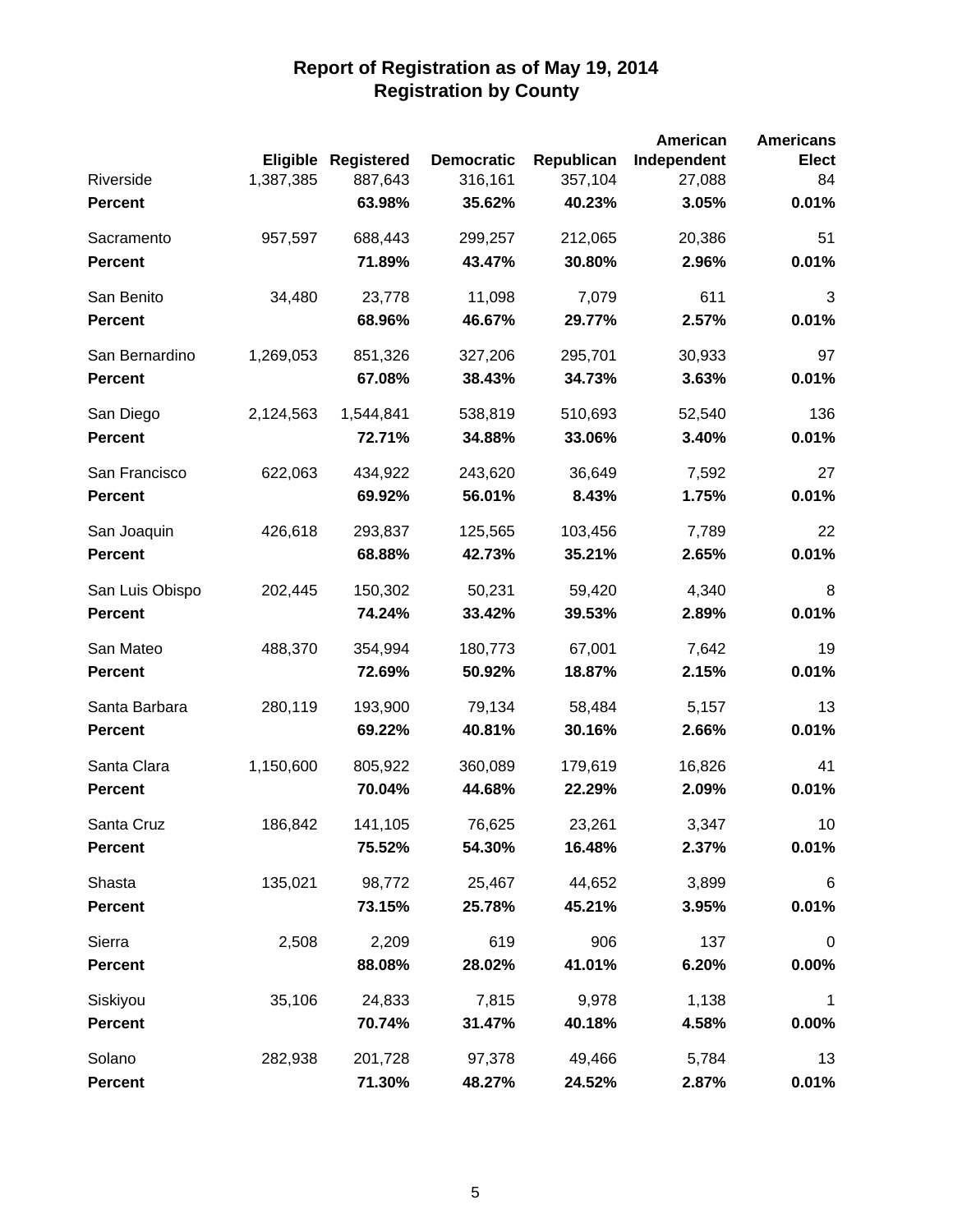# Report of Registration as of May 19, 2014
## Registration by County

| | Eligible | Registered | Democratic | Republican | American Independent | Americans Elect |
|---|---|---|---|---|---|---|
| Riverside | 1,387,385 | 887,643 | 316,161 | 357,104 | 27,088 | 84 |
| **Percent** | | **63.98%** | **35.62%** | **40.23%** | **3.05%** | **0.01%** |
| Sacramento | 957,597 | 688,443 | 299,257 | 212,065 | 20,386 | 51 |
| **Percent** | | **71.89%** | **43.47%** | **30.80%** | **2.96%** | **0.01%** |
| San Benito | 34,480 | 23,778 | 11,098 | 7,079 | 611 | 3 |
| **Percent** | | **68.96%** | **46.67%** | **29.77%** | **2.57%** | **0.01%** |
| San Bernardino | 1,269,053 | 851,326 | 327,206 | 295,701 | 30,933 | 97 |
| **Percent** | | **67.08%** | **38.43%** | **34.73%** | **3.63%** | **0.01%** |
| San Diego | 2,124,563 | 1,544,841 | 538,819 | 510,693 | 52,540 | 136 |
| **Percent** | | **72.71%** | **34.88%** | **33.06%** | **3.40%** | **0.01%** |
| San Francisco | 622,063 | 434,922 | 243,620 | 36,649 | 7,592 | 27 |
| **Percent** | | **69.92%** | **56.01%** | **8.43%** | **1.75%** | **0.01%** |
| San Joaquin | 426,618 | 293,837 | 125,565 | 103,456 | 7,789 | 22 |
| **Percent** | | **68.88%** | **42.73%** | **35.21%** | **2.65%** | **0.01%** |
| San Luis Obispo | 202,445 | 150,302 | 50,231 | 59,420 | 4,340 | 8 |
| **Percent** | | **74.24%** | **33.42%** | **39.53%** | **2.89%** | **0.01%** |
| San Mateo | 488,370 | 354,994 | 180,773 | 67,001 | 7,642 | 19 |
| **Percent** | | **72.69%** | **50.92%** | **18.87%** | **2.15%** | **0.01%** |
| Santa Barbara | 280,119 | 193,900 | 79,134 | 58,484 | 5,157 | 13 |
| **Percent** | | **69.22%** | **40.81%** | **30.16%** | **2.66%** | **0.01%** |
| Santa Clara | 1,150,600 | 805,922 | 360,089 | 179,619 | 16,826 | 41 |
| **Percent** | | **70.04%** | **44.68%** | **22.29%** | **2.09%** | **0.01%** |
| Santa Cruz | 186,842 | 141,105 | 76,625 | 23,261 | 3,347 | 10 |
| **Percent** | | **75.52%** | **54.30%** | **16.48%** | **2.37%** | **0.01%** |
| Shasta | 135,021 | 98,772 | 25,467 | 44,652 | 3,899 | 6 |
| **Percent** | | **73.15%** | **25.78%** | **45.21%** | **3.95%** | **0.01%** |
| Sierra | 2,508 | 2,209 | 619 | 906 | 137 | 0 |
| **Percent** | | **88.08%** | **28.02%** | **41.01%** | **6.20%** | **0.00%** |
| Siskiyou | 35,106 | 24,833 | 7,815 | 9,978 | 1,138 | 1 |
| **Percent** | | **70.74%** | **31.47%** | **40.18%** | **4.58%** | **0.00%** |
| Solano | 282,938 | 201,728 | 97,378 | 49,466 | 5,784 | 13 |
| **Percent** | | **71.30%** | **48.27%** | **24.52%** | **2.87%** | **0.01%** |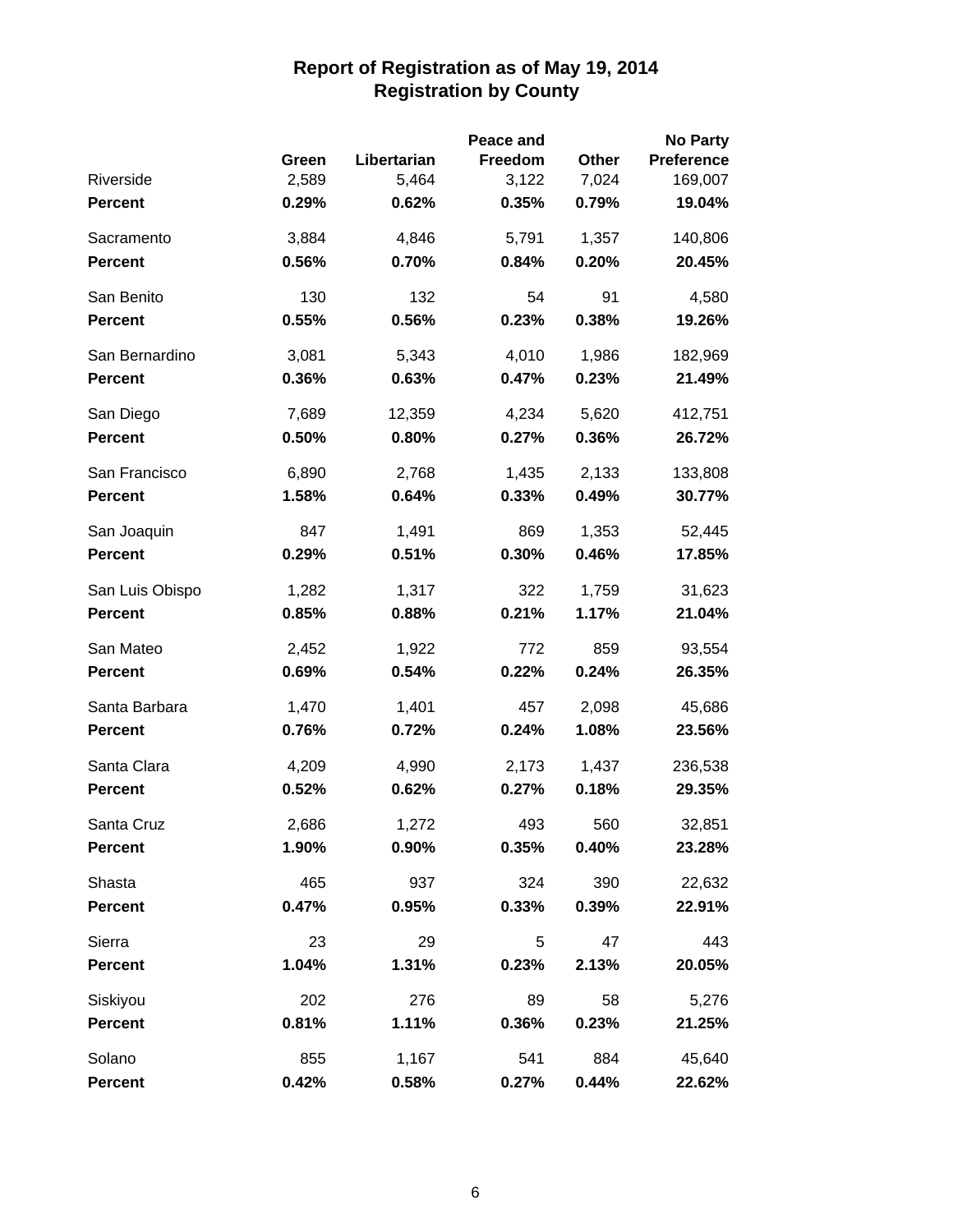# Report of Registration as of May 19, 2014
## Registration by County

| | Green | Libertarian | Peace and Freedom | Other | No Party Preference |
|---|---|---|---|---|---|
| Riverside | 2,589 | 5,464 | 3,122 | 7,024 | 169,007 |
| **Percent** | **0.29%** | **0.62%** | **0.35%** | **0.79%** | **19.04%** |
| Sacramento | 3,884 | 4,846 | 5,791 | 1,357 | 140,806 |
| **Percent** | **0.56%** | **0.70%** | **0.84%** | **0.20%** | **20.45%** |
| San Benito | 130 | 132 | 54 | 91 | 4,580 |
| **Percent** | **0.55%** | **0.56%** | **0.23%** | **0.38%** | **19.26%** |
| San Bernardino | 3,081 | 5,343 | 4,010 | 1,986 | 182,969 |
| **Percent** | **0.36%** | **0.63%** | **0.47%** | **0.23%** | **21.49%** |
| San Diego | 7,689 | 12,359 | 4,234 | 5,620 | 412,751 |
| **Percent** | **0.50%** | **0.80%** | **0.27%** | **0.36%** | **26.72%** |
| San Francisco | 6,890 | 2,768 | 1,435 | 2,133 | 133,808 |
| **Percent** | **1.58%** | **0.64%** | **0.33%** | **0.49%** | **30.77%** |
| San Joaquin | 847 | 1,491 | 869 | 1,353 | 52,445 |
| **Percent** | **0.29%** | **0.51%** | **0.30%** | **0.46%** | **17.85%** |
| San Luis Obispo | 1,282 | 1,317 | 322 | 1,759 | 31,623 |
| **Percent** | **0.85%** | **0.88%** | **0.21%** | **1.17%** | **21.04%** |
| San Mateo | 2,452 | 1,922 | 772 | 859 | 93,554 |
| **Percent** | **0.69%** | **0.54%** | **0.22%** | **0.24%** | **26.35%** |
| Santa Barbara | 1,470 | 1,401 | 457 | 2,098 | 45,686 |
| **Percent** | **0.76%** | **0.72%** | **0.24%** | **1.08%** | **23.56%** |
| Santa Clara | 4,209 | 4,990 | 2,173 | 1,437 | 236,538 |
| **Percent** | **0.52%** | **0.62%** | **0.27%** | **0.18%** | **29.35%** |
| Santa Cruz | 2,686 | 1,272 | 493 | 560 | 32,851 |
| **Percent** | **1.90%** | **0.90%** | **0.35%** | **0.40%** | **23.28%** |
| Shasta | 465 | 937 | 324 | 390 | 22,632 |
| **Percent** | **0.47%** | **0.95%** | **0.33%** | **0.39%** | **22.91%** |
| Sierra | 23 | 29 | 5 | 47 | 443 |
| **Percent** | **1.04%** | **1.31%** | **0.23%** | **2.13%** | **20.05%** |
| Siskiyou | 202 | 276 | 89 | 58 | 5,276 |
| **Percent** | **0.81%** | **1.11%** | **0.36%** | **0.23%** | **21.25%** |
| Solano | 855 | 1,167 | 541 | 884 | 45,640 |
| **Percent** | **0.42%** | **0.58%** | **0.27%** | **0.44%** | **22.62%** |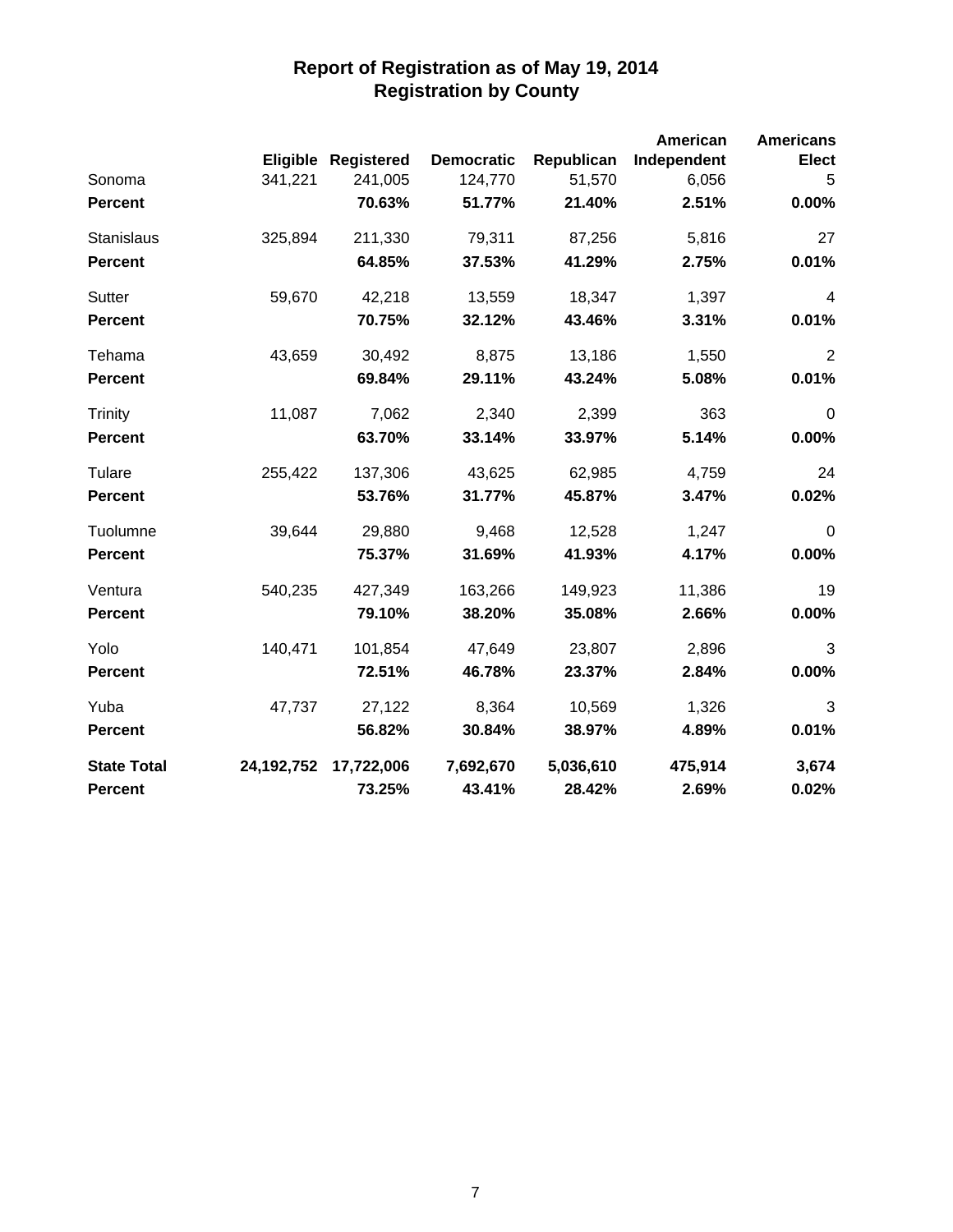# Report of Registration as of May 19, 2014
## Registration by County

| | Eligible | Registered | Democratic | Republican | American Independent | Americans Elect |
|---|---|---|---|---|---|---|
| Sonoma | 341,221 | 241,005 | 124,770 | 51,570 | 6,056 | 5 |
| **Percent** | | **70.63%** | **51.77%** | **21.40%** | **2.51%** | **0.00%** |
| Stanislaus | 325,894 | 211,330 | 79,311 | 87,256 | 5,816 | 27 |
| **Percent** | | **64.85%** | **37.53%** | **41.29%** | **2.75%** | **0.01%** |
| Sutter | 59,670 | 42,218 | 13,559 | 18,347 | 1,397 | 4 |
| **Percent** | | **70.75%** | **32.12%** | **43.46%** | **3.31%** | **0.01%** |
| Tehama | 43,659 | 30,492 | 8,875 | 13,186 | 1,550 | 2 |
| **Percent** | | **69.84%** | **29.11%** | **43.24%** | **5.08%** | **0.01%** |
| Trinity | 11,087 | 7,062 | 2,340 | 2,399 | 363 | 0 |
| **Percent** | | **63.70%** | **33.14%** | **33.97%** | **5.14%** | **0.00%** |
| Tulare | 255,422 | 137,306 | 43,625 | 62,985 | 4,759 | 24 |
| **Percent** | | **53.76%** | **31.77%** | **45.87%** | **3.47%** | **0.02%** |
| Tuolumne | 39,644 | 29,880 | 9,468 | 12,528 | 1,247 | 0 |
| **Percent** | | **75.37%** | **31.69%** | **41.93%** | **4.17%** | **0.00%** |
| Ventura | 540,235 | 427,349 | 163,266 | 149,923 | 11,386 | 19 |
| **Percent** | | **79.10%** | **38.20%** | **35.08%** | **2.66%** | **0.00%** |
| Yolo | 140,471 | 101,854 | 47,649 | 23,807 | 2,896 | 3 |
| **Percent** | | **72.51%** | **46.78%** | **23.37%** | **2.84%** | **0.00%** |
| Yuba | 47,737 | 27,122 | 8,364 | 10,569 | 1,326 | 3 |
| **Percent** | | **56.82%** | **30.84%** | **38.97%** | **4.89%** | **0.01%** |
| **State Total** | **24,192,752** | **17,722,006** | **7,692,670** | **5,036,610** | **475,914** | **3,674** |
| **Percent** | | **73.25%** | **43.41%** | **28.42%** | **2.69%** | **0.02%** |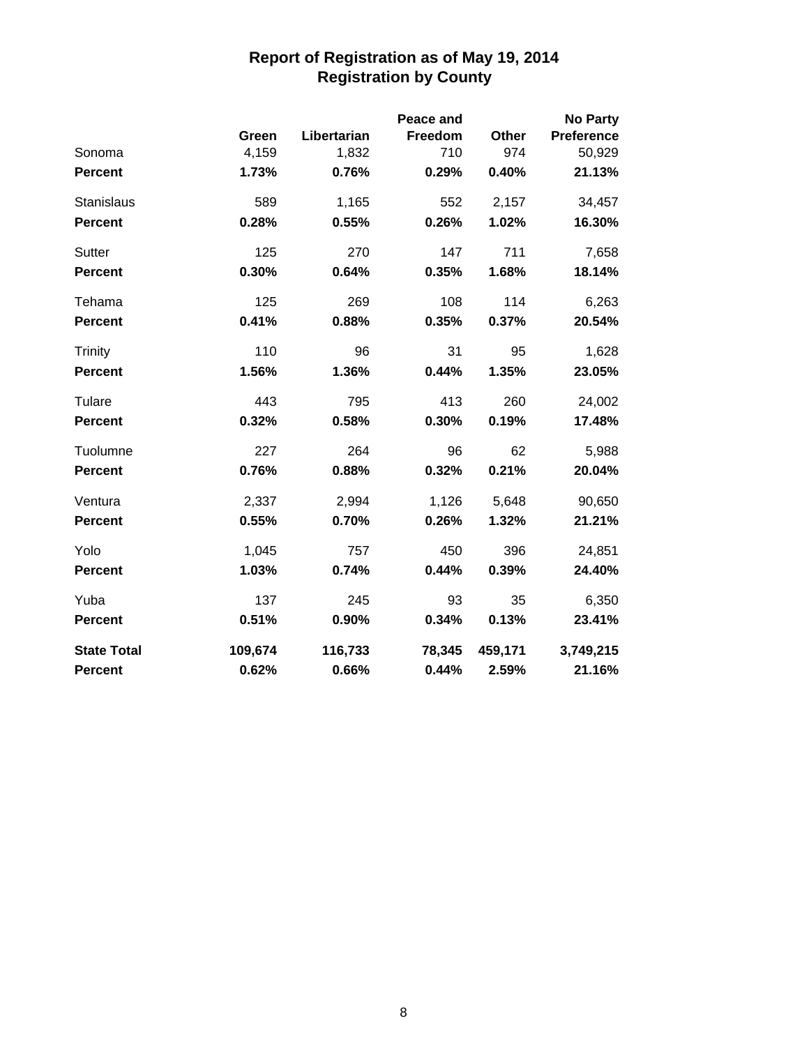# Report of Registration as of May 19, 2014
## Registration by County

| | Green | Libertarian | Peace and Freedom | Other | No Party Preference |
|---|---|---|---|---|---|
| Sonoma | 4,159 | 1,832 | 710 | 974 | 50,929 |
| **Percent** | **1.73%** | **0.76%** | **0.29%** | **0.40%** | **21.13%** |
| Stanislaus | 589 | 1,165 | 552 | 2,157 | 34,457 |
| **Percent** | **0.28%** | **0.55%** | **0.26%** | **1.02%** | **16.30%** |
| Sutter | 125 | 270 | 147 | 711 | 7,658 |
| **Percent** | **0.30%** | **0.64%** | **0.35%** | **1.68%** | **18.14%** |
| Tehama | 125 | 269 | 108 | 114 | 6,263 |
| **Percent** | **0.41%** | **0.88%** | **0.35%** | **0.37%** | **20.54%** |
| Trinity | 110 | 96 | 31 | 95 | 1,628 |
| **Percent** | **1.56%** | **1.36%** | **0.44%** | **1.35%** | **23.05%** |
| Tulare | 443 | 795 | 413 | 260 | 24,002 |
| **Percent** | **0.32%** | **0.58%** | **0.30%** | **0.19%** | **17.48%** |
| Tuolumne | 227 | 264 | 96 | 62 | 5,988 |
| **Percent** | **0.76%** | **0.88%** | **0.32%** | **0.21%** | **20.04%** |
| Ventura | 2,337 | 2,994 | 1,126 | 5,648 | 90,650 |
| **Percent** | **0.55%** | **0.70%** | **0.26%** | **1.32%** | **21.21%** |
| Yolo | 1,045 | 757 | 450 | 396 | 24,851 |
| **Percent** | **1.03%** | **0.74%** | **0.44%** | **0.39%** | **24.40%** |
| Yuba | 137 | 245 | 93 | 35 | 6,350 |
| **Percent** | **0.51%** | **0.90%** | **0.34%** | **0.13%** | **23.41%** |
| **State Total** | **109,674** | **116,733** | **78,345** | **459,171** | **3,749,215** |
| **Percent** | **0.62%** | **0.66%** | **0.44%** | **2.59%** | **21.16%** |